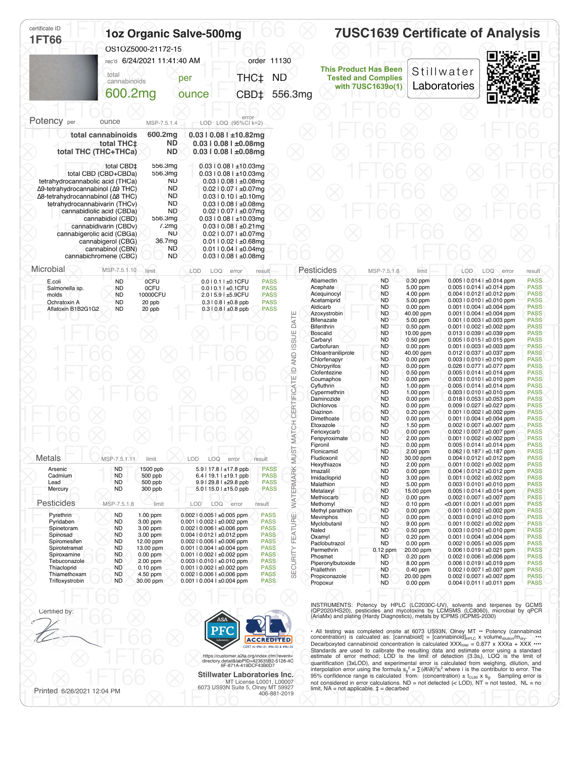certificate ID
**1FT66**

# 1oz Organic Salve-500mg

OS1OZ5000-21172-15

rec'd 6/24/2021 11:41:40 AM — order 11130

total cannabinoids **600.2mg** per ounce — THC‡ ND — CBD‡ 556.3mg

# 7USC1639 Certificate of Analysis

**This Product Has Been Tested and Complies with 7USC1639o(1)**

Stillwater Laboratories

## Potency per ounce

| | MSP-7.5.1.4 | LOD LOQ error (95%CI k=2) |
|---|---|---|
| **total cannabinoids** | **600.2mg** | **0.03 ǀ 0.08 ǀ ±10.82mg** |
| **total THC‡** | **ND** | **0.03 ǀ 0.08 ǀ ±0.08mg** |
| **total THC (THC+THCa)** | **ND** | **0.03 ǀ 0.08 ǀ ±0.08mg** |
| total CBD‡ | 556.3mg | 0.03 ǀ 0.08 ǀ ±10.03mg |
| total CBD (CBD+CBDa) | 556.3mg | 0.03 ǀ 0.08 ǀ ±10.03mg |
| tetrahydrocannabolic acid (THCa) | ND | 0.03 ǀ 0.08 ǀ ±0.08mg |
| Δ9-tetrahydrocannabinol (Δ9 THC) | ND | 0.02 ǀ 0.07 ǀ ±0.07mg |
| Δ8-tetrahydrocannabinol (Δ8 THC) | ND | 0.03 ǀ 0.10 ǀ ±0.10mg |
| tetrahydrocannabivarin (THCv) | ND | 0.03 ǀ 0.08 ǀ ±0.08mg |
| cannabidiolic acid (CBDa) | ND | 0.02 ǀ 0.07 ǀ ±0.07mg |
| cannabidiol (CBD) | 556.3mg | 0.03 ǀ 0.08 ǀ ±10.03mg |
| cannabidivarin (CBDv) | 7.2mg | 0.03 ǀ 0.08 ǀ ±0.21mg |
| cannabigerolic acid (CBGa) | ND | 0.02 ǀ 0.07 ǀ ±0.07mg |
| cannabigerol (CBG) | 36.7mg | 0.01 ǀ 0.02 ǀ ±0.68mg |
| cannabinol (CBN) | ND | 0.01 ǀ 0.04 ǀ ±0.04mg |
| cannabichromene (CBC) | ND | 0.03 ǀ 0.08 ǀ ±0.08mg |

## Microbial

| MSP-7.5.1.10 | | limit | LOD LOQ error | result |
|---|---|---|---|---|
| E.coli | ND | 0CFU | 0.0 ǀ 0.1 ǀ ±0.1CFU | PASS |
| Salmonella sp. | ND | 0CFU | 0.0 ǀ 0.1 ǀ ±0.1CFU | PASS |
| molds | ND | 10000CFU | 2.0 ǀ 5.9 ǀ ±5.9CFU | PASS |
| Ochratoxin A | ND | 20 ppb | 0.3 ǀ 0.8 ǀ ±0.8 ppb | PASS |
| Aflatoxin B1B2G1G2 | ND | 20 ppb | 0.3 ǀ 0.8 ǀ ±0.8 ppb | PASS |

## Metals

| MSP-7.5.1.11 | | limit | LOD LOQ error | result |
|---|---|---|---|---|
| Arsenic | ND | 1500 ppb | 5.9 ǀ 17.8 ǀ ±17.8 ppb | PASS |
| Cadmium | ND | 500 ppb | 6.4 ǀ 19.1 ǀ ±19.1 ppb | PASS |
| Lead | ND | 500 ppb | 9.9 ǀ 29.8 ǀ ±29.8 ppb | PASS |
| Mercury | ND | 300 ppb | 5.0 ǀ 15.0 ǀ ±15.0 ppb | PASS |

## Pesticides

| MSP-7.5.1.8 | | limit | LOD LOQ error | result |
|---|---|---|---|---|
| Abamectin | ND | 0.30 ppm | 0.005 ǀ 0.014 ǀ ±0.014 ppm | PASS |
| Acephate | ND | 5.00 ppm | 0.005 ǀ 0.014 ǀ ±0.014 ppm | PASS |
| Acequinocyl | ND | 4.00 ppm | 0.004 ǀ 0.012 ǀ ±0.012 ppm | PASS |
| Acetamiprid | ND | 5.00 ppm | 0.003 ǀ 0.010 ǀ ±0.010 ppm | PASS |
| Aldicarb | ND | 0.00 ppm | 0.001 ǀ 0.004 ǀ ±0.004 ppm | PASS |
| Azoxystrobin | ND | 40.00 ppm | 0.001 ǀ 0.004 ǀ ±0.004 ppm | PASS |
| Bifenazate | ND | 5.00 ppm | 0.001 ǀ 0.003 ǀ ±0.003 ppm | PASS |
| Bifenthrin | ND | 0.50 ppm | 0.001 ǀ 0.002 ǀ ±0.002 ppm | PASS |
| Boscalid | ND | 10.00 ppm | 0.013 ǀ 0.039 ǀ ±0.039 ppm | PASS |
| Carbaryl | ND | 0.50 ppm | 0.005 ǀ 0.015 ǀ ±0.015 ppm | PASS |
| Carbofuran | ND | 0.00 ppm | 0.001 ǀ 0.003 ǀ ±0.003 ppm | PASS |
| Chloantraniliprole | ND | 40.00 ppm | 0.012 ǀ 0.037 ǀ ±0.037 ppm | PASS |
| Chlorfenapyr | ND | 0.00 ppm | 0.003 ǀ 0.010 ǀ ±0.010 ppm | PASS |
| Chlorpyrifos | ND | 0.00 ppm | 0.026 ǀ 0.077 ǀ ±0.077 ppm | PASS |
| Clofentezine | ND | 0.50 ppm | 0.005 ǀ 0.014 ǀ ±0.014 ppm | PASS |
| Coumaphos | ND | 0.00 ppm | 0.003 ǀ 0.010 ǀ ±0.010 ppm | PASS |
| Cyfluthrin | ND | 1.00 ppm | 0.005 ǀ 0.014 ǀ ±0.014 ppm | PASS |
| Cypermethrin | ND | 1.00 ppm | 0.003 ǀ 0.010 ǀ ±0.010 ppm | PASS |
| Daminozide | ND | 0.00 ppm | 0.018 ǀ 0.053 ǀ ±0.053 ppm | PASS |
| Dichlorvos | ND | 0.00 ppm | 0.009 ǀ 0.027 ǀ ±0.027 ppm | PASS |
| Diazinon | ND | 0.20 ppm | 0.001 ǀ 0.002 ǀ ±0.002 ppm | PASS |
| Dimethoate | ND | 0.00 ppm | 0.001 ǀ 0.004 ǀ ±0.004 ppm | PASS |
| Etoxazole | ND | 1.50 ppm | 0.002 ǀ 0.007 ǀ ±0.007 ppm | PASS |
| Fenoxycarb | ND | 0.00 ppm | 0.002 ǀ 0.007 ǀ ±0.007 ppm | PASS |
| Fenpyroximate | ND | 2.00 ppm | 0.001 ǀ 0.002 ǀ ±0.002 ppm | PASS |
| Fipronil | ND | 0.00 ppm | 0.005 ǀ 0.014 ǀ ±0.014 ppm | PASS |
| Flonicamid | ND | 2.00 ppm | 0.062 ǀ 0.187 ǀ ±0.187 ppm | PASS |
| Fludioxonil | ND | 30.00 ppm | 0.004 ǀ 0.012 ǀ ±0.012 ppm | PASS |
| Hexythiazox | ND | 2.00 ppm | 0.001 ǀ 0.002 ǀ ±0.002 ppm | PASS |
| Imazalil | ND | 0.00 ppm | 0.004 ǀ 0.012 ǀ ±0.012 ppm | PASS |
| Imidacloprid | ND | 3.00 ppm | 0.001 ǀ 0.002 ǀ ±0.002 ppm | PASS |
| Malathion | ND | 5.00 ppm | 0.003 ǀ 0.010 ǀ ±0.010 ppm | PASS |
| Metalaxyl | ND | 15.00 ppm | 0.005 ǀ 0.014 ǀ ±0.014 ppm | PASS |
| Methiocarb | ND | 0.00 ppm | 0.002 ǀ 0.007 ǀ ±0.007 ppm | PASS |
| Methomyl | ND | 0.10 ppm | <0.001 ǀ 0.001 ǀ ±0.001 ppm | PASS |
| Methyl parathion | ND | 0.00 ppm | 0.001 ǀ 0.002 ǀ ±0.002 ppm | PASS |
| Mevinphos | ND | 0.00 ppm | 0.003 ǀ 0.010 ǀ ±0.010 ppm | PASS |
| Myclobutanil | ND | 9.00 ppm | 0.001 ǀ 0.002 ǀ ±0.002 ppm | PASS |
| Naled | ND | 0.50 ppm | 0.003 ǀ 0.010 ǀ ±0.010 ppm | PASS |
| Oxamyl | ND | 0.20 ppm | 0.001 ǀ 0.004 ǀ ±0.004 ppm | PASS |
| Paclobutrazol | ND | 0.00 ppm | 0.002 ǀ 0.005 ǀ ±0.005 ppm | PASS |
| Permethrin | 0.12 ppm | 20.00 ppm | 0.006 ǀ 0.019 ǀ ±0.021 ppm | PASS |
| Phosmet | ND | 0.20 ppm | 0.002 ǀ 0.006 ǀ ±0.006 ppm | PASS |
| Piperonylbutoxide | ND | 8.00 ppm | 0.006 ǀ 0.019 ǀ ±0.019 ppm | PASS |
| Prallethrin | ND | 0.40 ppm | 0.002 ǀ 0.007 ǀ ±0.007 ppm | PASS |
| Propiconazole | ND | 20.00 ppm | 0.002 ǀ 0.007 ǀ ±0.007 ppm | PASS |
| Propoxur | ND | 0.00 ppm | 0.004 ǀ 0.011 ǀ ±0.011 ppm | PASS |
| Pyrethrin | ND | 1.00 ppm | 0.002 ǀ 0.005 ǀ ±0.005 ppm | PASS |
| Pyridaben | ND | 3.00 ppm | 0.001 ǀ 0.002 ǀ ±0.002 ppm | PASS |
| Spinetoram | ND | 3.00 ppm | 0.002 ǀ 0.006 ǀ ±0.006 ppm | PASS |
| Spinosad | ND | 3.00 ppm | 0.004 ǀ 0.012 ǀ ±0.012 ppm | PASS |
| Spiromesifen | ND | 12.00 ppm | 0.002 ǀ 0.006 ǀ ±0.006 ppm | PASS |
| Spirotetramat | ND | 13.00 ppm | 0.001 ǀ 0.004 ǀ ±0.004 ppm | PASS |
| Spiroxamine | ND | 0.00 ppm | 0.001 ǀ 0.002 ǀ ±0.002 ppm | PASS |
| Tebuconazole | ND | 2.00 ppm | 0.003 ǀ 0.010 ǀ ±0.010 ppm | PASS |
| Thiacloprid | ND | 0.10 ppm | 0.001 ǀ 0.002 ǀ ±0.002 ppm | PASS |
| Thiamethoxam | ND | 4.50 ppm | 0.002 ǀ 0.006 ǀ ±0.006 ppm | PASS |
| Trifloxystrobin | ND | 30.00 ppm | 0.001 ǀ 0.004 ǀ ±0.004 ppm | PASS |

SECURITY FEATURE: WATERMARK MUST MATCH CERTIFICATE ID AND ISSUE DATE

INSTRUMENTS: Potency by HPLC (LC2030C-UV), solvents and terpenes by GCMS (QP2020/HS20), pesticides and mycotoxins by LCMSMS (LC8060), microbial by qPCR (AriaMx) and plating (Hardy Diagnostics), metals by ICPMS (ICPMS-2030)

• All testing was completed onsite at 6073 US93N, Olney MT •• Potency (cannabinoid concentration) is calculated as: [cannabinoid] = $[\text{cannabinoid}]_{HPLC}$ x $\text{volume}_{dilution}/m_{dry}$. ••• Decarboxyted cannabinoid concentration is calculated $XXX_{total}$ = 0.877 x XXXa + XXX •••• Standards are used to calibrate the resulting data and estimate error using a standard estimate of error method; LOD is the limit of detection (3.3$s_t$), LOQ is the limit of quantification (3xLOD), and experimental error is calculated from weighing, dilution, and interpolation error using the formula $s_g^2 = \sum(\partial f/\partial i)^2 s_i^2$ where i is the contributor to error. The 95% confidence range is calculated from: (concentration) ± $t_{CL90}$ x $s_g$. Sampling error is not considered in error calculations. ND = not detected (< LOD), NT = not tested, NL = no limit, NA = not applicable. ‡ = decarbed

Certified by:

ACCREDITED CERT #s 4961.01, 4961.02 & 4961.03

https://customer.a2la.org/index.cfm?event=directory.detail&labPID=423635B2-5128-4C6F-871A-419DCF43B0D7

**Stillwater Laboratories Inc.**
MT License L0001, L00007
6073 US93N Suite 5, Olney MT 59927
406-881-2019

Printed 6/26/2021 12:04 PM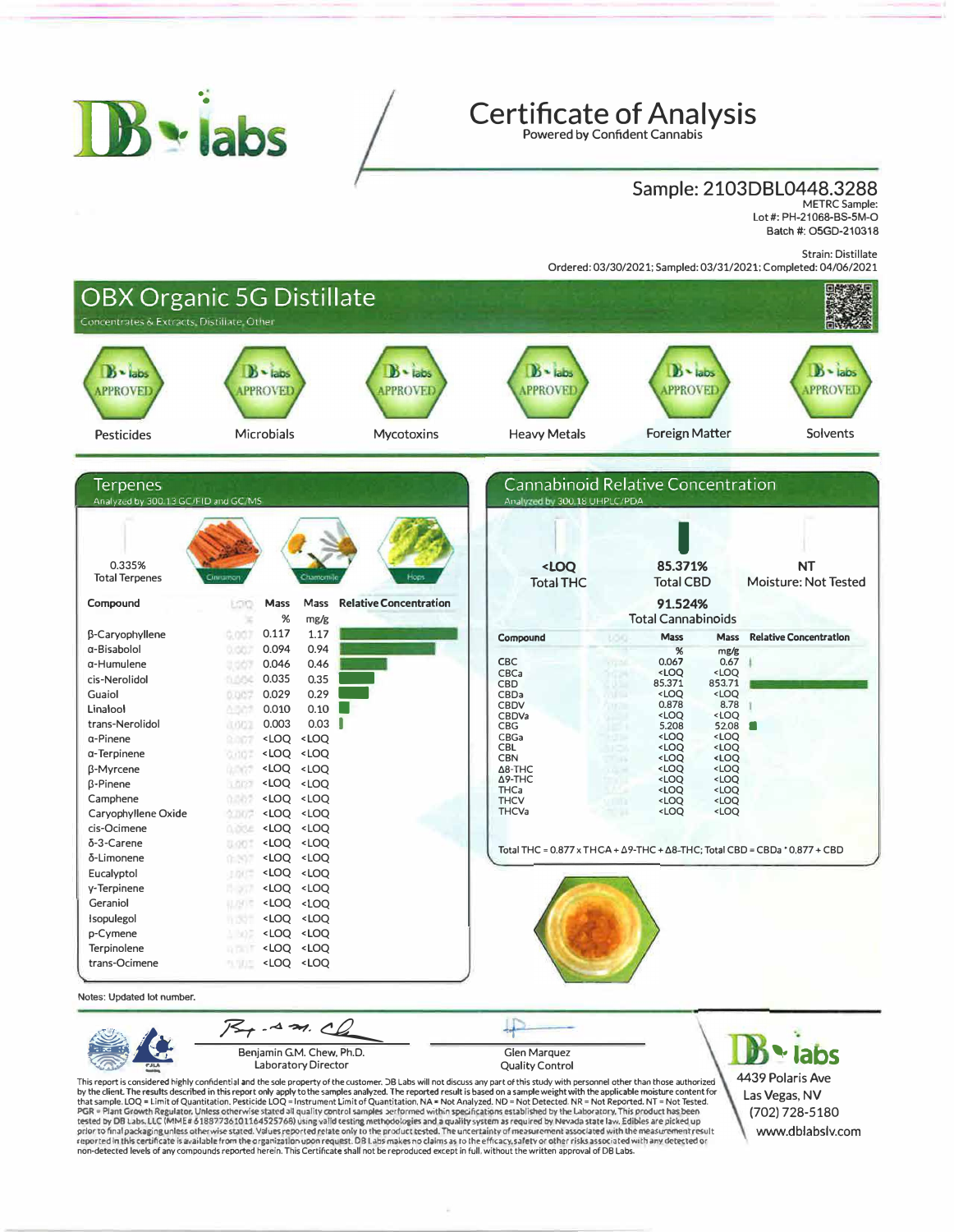# Certificate of Analysis

Powered by Confident Cannabis

## Sample: 2103DBL0448.3288

METRC Sample:
Lot #: PH-21068-BS-5M-O
Batch #: O5GD-210318

Strain: Distillate
Ordered: 03/30/2021; Sampled: 03/31/2021; Completed: 04/06/2021

## OBX Organic 5G Distillate

Concentrates & Extracts, Distillate, Other

| Pesticides | Microbials | Mycotoxins | Heavy Metals | Foreign Matter | Solvents |
|---|---|---|---|---|---|
| APPROVED | APPROVED | APPROVED | APPROVED | APPROVED | APPROVED |

## Terpenes

Analyzed by 300.13 GC/FID and GC/MS

0.335%
Total Terpenes

Cinnamon · Chamomile · Hops

| Compound | LOQ % | Mass % | Mass mg/g |
|---|---|---|---|
| β-Caryophyllene | 0.007 | 0.117 | 1.17 |
| α-Bisabolol | 0.007 | 0.094 | 0.94 |
| α-Humulene | 0.007 | 0.046 | 0.46 |
| cis-Nerolidol | 0.004 | 0.035 | 0.35 |
| Guaiol | 0.007 | 0.029 | 0.29 |
| Linalool | 0.007 | 0.010 | 0.10 |
| trans-Nerolidol | 0.003 | 0.003 | 0.03 |
| α-Pinene | 0.007 | <LOQ | <LOQ |
| α-Terpinene | 0.007 | <LOQ | <LOQ |
| β-Myrcene | 0.007 | <LOQ | <LOQ |
| β-Pinene | 0.007 | <LOQ | <LOQ |
| Camphene | 0.007 | <LOQ | <LOQ |
| Caryophyllene Oxide | 0.007 | <LOQ | <LOQ |
| cis-Ocimene | 0.004 | <LOQ | <LOQ |
| δ-3-Carene | 0.007 | <LOQ | <LOQ |
| δ-Limonene | 0.007 | <LOQ | <LOQ |
| Eucalyptol | 0.007 | <LOQ | <LOQ |
| γ-Terpinene | 0.007 | <LOQ | <LOQ |
| Geraniol | 0.007 | <LOQ | <LOQ |
| Isopulegol | 0.007 | <LOQ | <LOQ |
| p-Cymene | 0.007 | <LOQ | <LOQ |
| Terpinolene | 0.007 | <LOQ | <LOQ |
| trans-Ocimene | 0.002 | <LOQ | <LOQ |

## Cannabinoid Relative Concentration

Analyzed by 300.18 UHPLC/PDA

| <LOQ | 85.371% | NT |
|---|---|---|
| Total THC | Total CBD | Moisture: Not Tested |

**91.524%**
Total Cannabinoids

| Compound | LOQ | Mass % | Mass mg/g |
|---|---|---|---|
| CBC | | 0.067 | 0.67 |
| CBCa | | <LOQ | <LOQ |
| CBD | | 85.371 | 853.71 |
| CBDa | | <LOQ | <LOQ |
| CBDV | | 0.878 | 8.78 |
| CBDVa | | <LOQ | <LOQ |
| CBG | | 5.208 | 52.08 |
| CBGa | | <LOQ | <LOQ |
| CBL | | <LOQ | <LOQ |
| CBN | | <LOQ | <LOQ |
| Δ8-THC | | <LOQ | <LOQ |
| Δ9-THC | | <LOQ | <LOQ |
| THCa | | <LOQ | <LOQ |
| THCV | | <LOQ | <LOQ |
| THCVa | | <LOQ | <LOQ |

Total THC = 0.877 x THCA + Δ9-THC + Δ8-THC; Total CBD = CBDa * 0.877 + CBD

Notes: Updated lot number.

Benjamin G.M. Chew, Ph.D.
Laboratory Director

Glen Marquez
Quality Control

This report is considered highly confidential and the sole property of the customer. DB Labs will not discuss any part of this study with personnel other than those authorized by the client. The results described in this report only apply to the samples analyzed. The reported result is based on a sample weight with the applicable moisture content for that sample. LOQ = Limit of Quantitation. Pesticide LOQ = Instrument Limit of Quantitation. NA = Not Analyzed. ND = Not Detected. NR = Not Reported. NT = Not Tested. PGR = Plant Growth Regulator. Unless otherwise stated all quality control samples performed within specifications established by the Laboratory. This product has been tested by DB Labs, LLC (MME# 61887736101164525768) using valid testing methodologies and a quality system as required by Nevada state law. Edibles are picked up prior to final packaging unless otherwise stated. Values reported relate only to the product tested. The uncertainty of measurement associated with the measurement result reported in this certificate is available from the organization upon request. DB Labs makes no claims as to the efficacy, safety or other risks associated with any detected or non-detected levels of any compounds reported herein. This Certificate shall not be reproduced except in full, without the written approval of DB Labs.

DB labs
4439 Polaris Ave
Las Vegas, NV
(702) 728-5180
www.dblabslv.com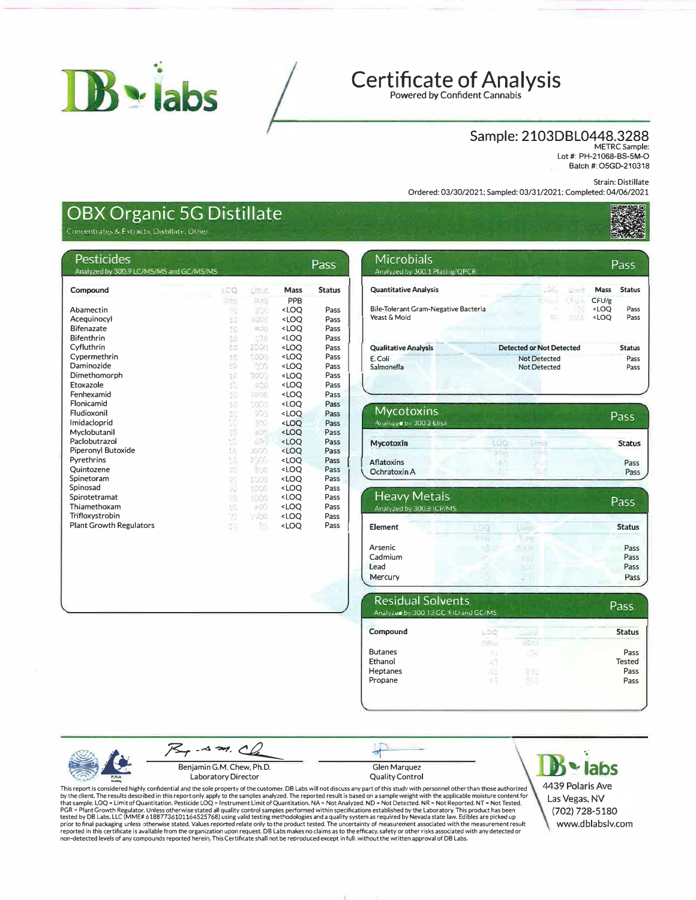# Certificate of Analysis

Powered by Confident Cannabis

## Sample: 2103DBL0448.3288

METRC Sample:
Lot #: PH-21068-BS-5M-O
Batch #: O5GD-210318

Strain: Distillate
Ordered: 03/30/2021; Sampled: 03/31/2021; Completed: 04/06/2021

## OBX Organic 5G Distillate

Concentrates & Extracts, Distillate, Other

### Pesticides — Pass

Analyzed by 300.9 LC/MS/MS and GC/MS/MS

| Compound | LOQ PPB | Limit PPB | Mass PPB | Status |
|---|---|---|---|---|
| Abamectin | 10 | 200 | <LOQ | Pass |
| Acequinocyl | 10 | 4000 | <LOQ | Pass |
| Bifenazate | 10 | 400 | <LOQ | Pass |
| Bifenthrin | 10 | 100 | <LOQ | Pass |
| Cyfluthrin | 10 | 2000 | <LOQ | Pass |
| Cypermethrin | 10 | 1000 | <LOQ | Pass |
| Daminozide | 10 | 200 | <LOQ | Pass |
| Dimethomorph | 10 | 2000 | <LOQ | Pass |
| Etoxazole | 10 | 400 | <LOQ | Pass |
| Fenhexamid | 10 | 1000 | <LOQ | Pass |
| Flonicamid | 10 | 1000 | <LOQ | Pass |
| Fludioxonil | 10 | 400 | <LOQ | Pass |
| Imidacloprid | 10 | 400 | <LOQ | Pass |
| Myclobutanil | 10 | 400 | <LOQ | Pass |
| Paclobutrazol | 10 | 400 | <LOQ | Pass |
| Piperonyl Butoxide | 10 | 3000 | <LOQ | Pass |
| Pyrethrins | 10 | 2000 | <LOQ | Pass |
| Quintozene | 10 | 800 | <LOQ | Pass |
| Spinetoram | 10 | 1000 | <LOQ | Pass |
| Spinosad | 10 | 1000 | <LOQ | Pass |
| Spirotetramat | 10 | 1000 | <LOQ | Pass |
| Thiamethoxam | 10 | 400 | <LOQ | Pass |
| Trifloxystrobin | 10 | 1000 | <LOQ | Pass |
| Plant Growth Regulators | 10 | 50 | <LOQ | Pass |

### Microbials — Pass

Analyzed by 300.1 Plating/QPCR

| Quantitative Analysis | LOQ CFU/g | Limit CFU/g | Mass CFU/g | Status |
|---|---|---|---|---|
| Bile-Tolerant Gram-Negative Bacteria | 10 | 100 | <LOQ | Pass |
| Yeast & Mold | 10 | 1000 | <LOQ | Pass |

| Qualitative Analysis | Detected or Not Detected | Status |
|---|---|---|
| E. Coli | Not Detected | Pass |
| Salmonella | Not Detected | Pass |

### Mycotoxins — Pass

Analyzed by 300.2 Elisa

| Mycotoxin | LOQ PPB | Limit PPB | Status |
|---|---|---|---|
| Aflatoxins | 10 | 20 | Pass |
| Ochratoxin A | 20 | 20 | Pass |

### Heavy Metals — Pass

Analyzed by 300.8 ICP/MS

| Element | LOQ PPB | Limit PPB | Status |
|---|---|---|---|
| Arsenic | 10 | 2000 | Pass |
| Cadmium | 10 | 820 | Pass |
| Lead | 10 | 1200 | Pass |
| Mercury | 10 | 400 | Pass |

### Residual Solvents — Pass

Analyzed by 300.13 GC/FID and GC/MS

| Compound | LOQ PPM | Limit PPM | Status |
|---|---|---|---|
| Butanes | 40 | 500 | Pass |
| Ethanol | 40 | | Tested |
| Heptanes | 40 | 500 | Pass |
| Propane | 40 | 500 | Pass |

Benjamin G.M. Chew, Ph.D.
Laboratory Director

Glen Marquez
Quality Control

This report is considered highly confidential and the sole property of the customer. DB Labs will not discuss any part of this study with personnel other than those authorized by the client. The results described in this report only apply to the samples analyzed. The reported result is based on a sample weight with the applicable moisture content for that sample. LOQ = Limit of Quantitation. Pesticide LOQ = Instrument Limit of Quantitation. NA = Not Analyzed. ND = Not Detected. NR = Not Reported. NT = Not Tested. PGR = Plant Growth Regulator. Unless otherwise stated all quality control samples performed within specifications established by the Laboratory. This product has been tested by DB Labs, LLC (MME# 61887736101164525768) using valid testing methodologies and a quality system as required by Nevada state law. Edibles are picked up prior to final packaging unless otherwise stated. Values reported relate only to the product tested. The uncertainty of measurement associated with the measurement result reported in this certificate is available from the organization upon request. DB Labs makes no claims as to the efficacy, safety or other risks associated with any detected or non-detected levels of any compounds reported herein. This Certificate shall not be reproduced except in full, without the written approval of DB Labs.

DB labs
4439 Polaris Ave
Las Vegas, NV
(702) 728-5180
www.dblabslv.com